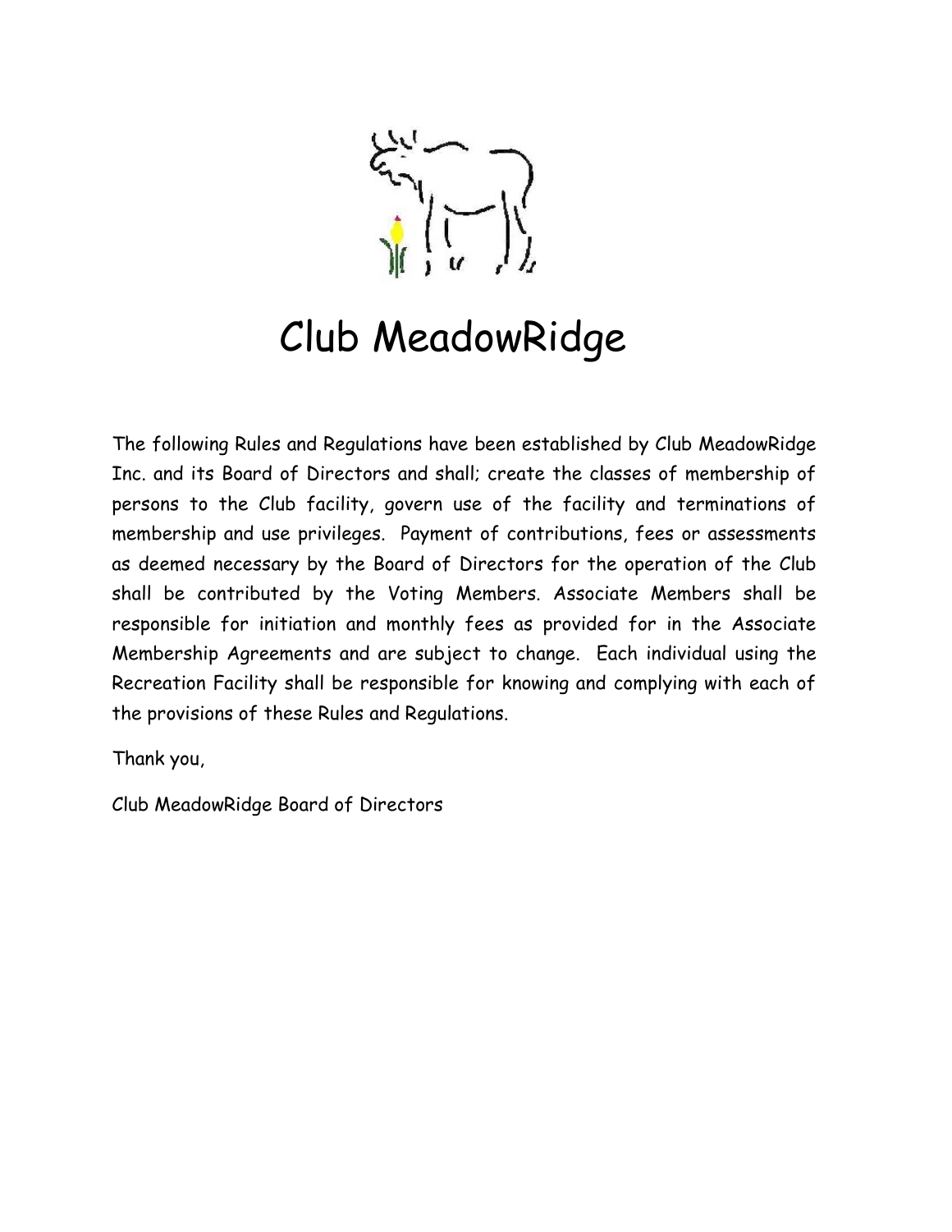# Club MeadowRidge

The following Rules and Regulations have been established by Club MeadowRidge Inc. and its Board of Directors and shall; create the classes of membership of persons to the Club facility, govern use of the facility and terminations of membership and use privileges. Payment of contributions, fees or assessments as deemed necessary by the Board of Directors for the operation of the Club shall be contributed by the Voting Members. Associate Members shall be responsible for initiation and monthly fees as provided for in the Associate Membership Agreements and are subject to change. Each individual using the Recreation Facility shall be responsible for knowing and complying with each of the provisions of these Rules and Regulations.

Thank you,

Club MeadowRidge Board of Directors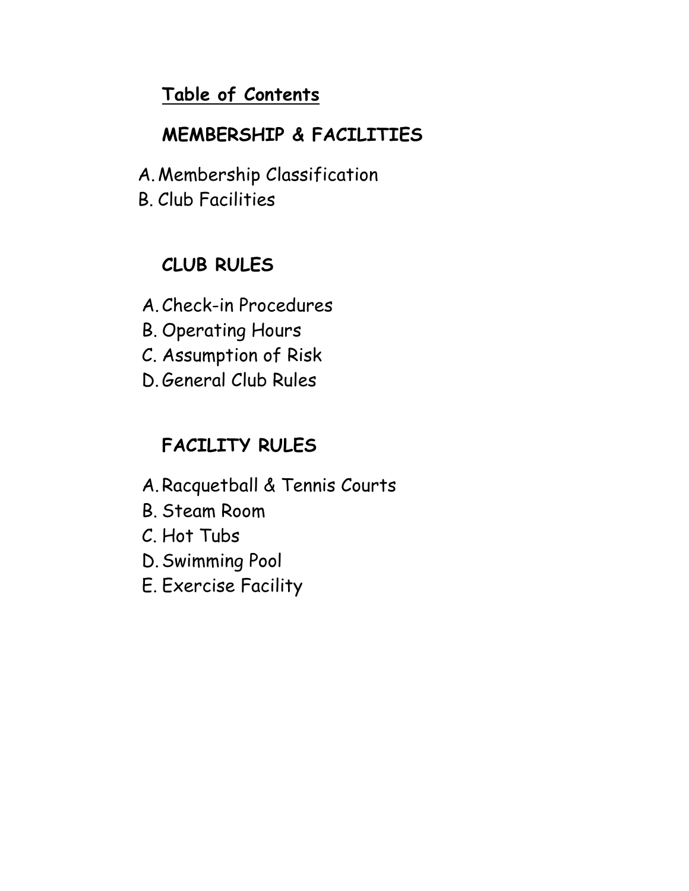## Table of Contents

### MEMBERSHIP & FACILITIES

A. Membership Classification
B. Club Facilities

### CLUB RULES

A. Check-in Procedures
B. Operating Hours
C. Assumption of Risk
D. General Club Rules

### FACILITY RULES

A. Racquetball & Tennis Courts
B. Steam Room
C. Hot Tubs
D. Swimming Pool
E. Exercise Facility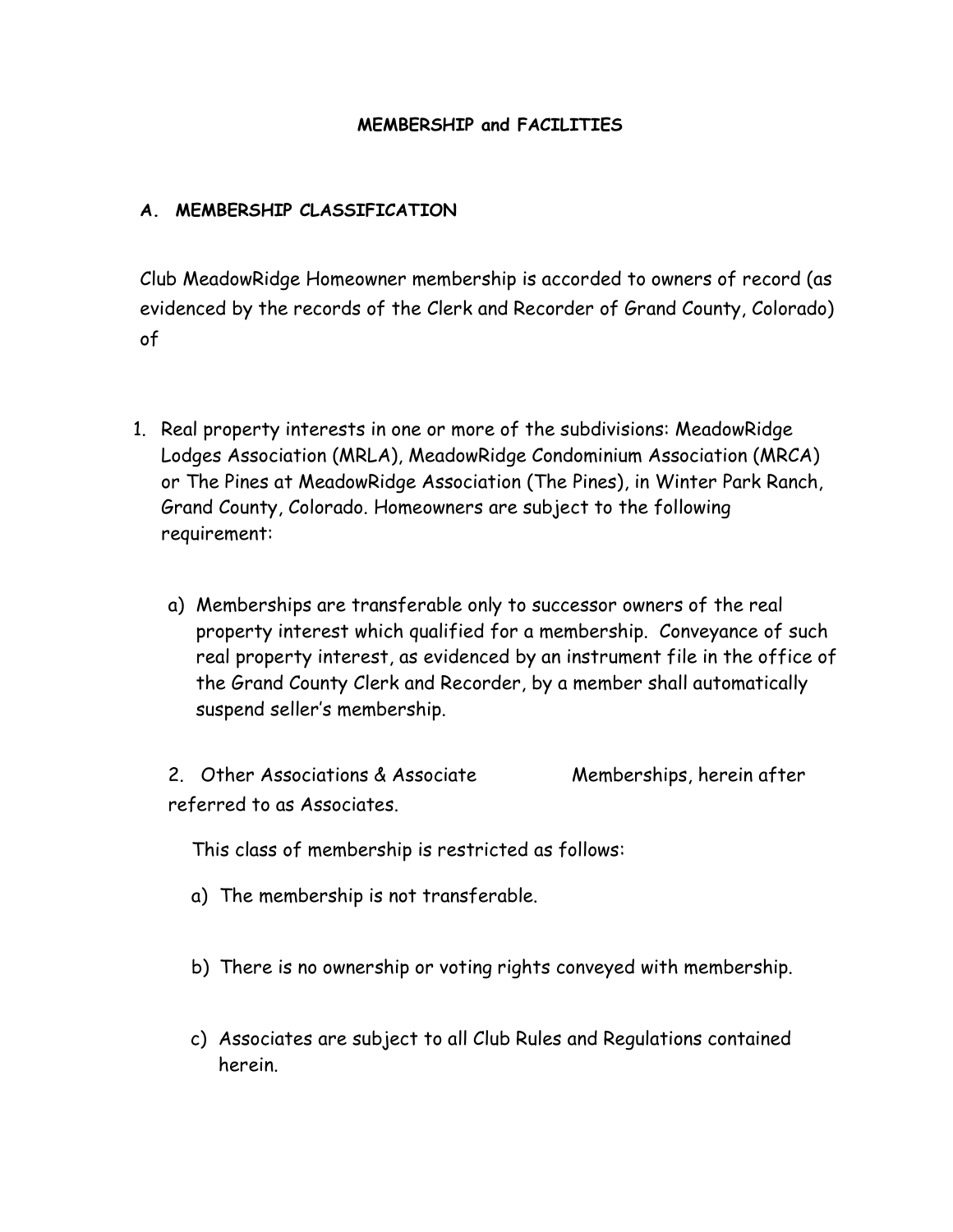## MEMBERSHIP and FACILITIES

### A. MEMBERSHIP CLASSIFICATION

Club MeadowRidge Homeowner membership is accorded to owners of record (as evidenced by the records of the Clerk and Recorder of Grand County, Colorado) of

1. Real property interests in one or more of the subdivisions: MeadowRidge Lodges Association (MRLA), MeadowRidge Condominium Association (MRCA) or The Pines at MeadowRidge Association (The Pines), in Winter Park Ranch, Grand County, Colorado. Homeowners are subject to the following requirement:

   a) Memberships are transferable only to successor owners of the real property interest which qualified for a membership. Conveyance of such real property interest, as evidenced by an instrument file in the office of the Grand County Clerk and Recorder, by a member shall automatically suspend seller's membership.

2. Other Associations & Associate Memberships, herein after referred to as Associates.

   This class of membership is restricted as follows:

   a) The membership is not transferable.

   b) There is no ownership or voting rights conveyed with membership.

   c) Associates are subject to all Club Rules and Regulations contained herein.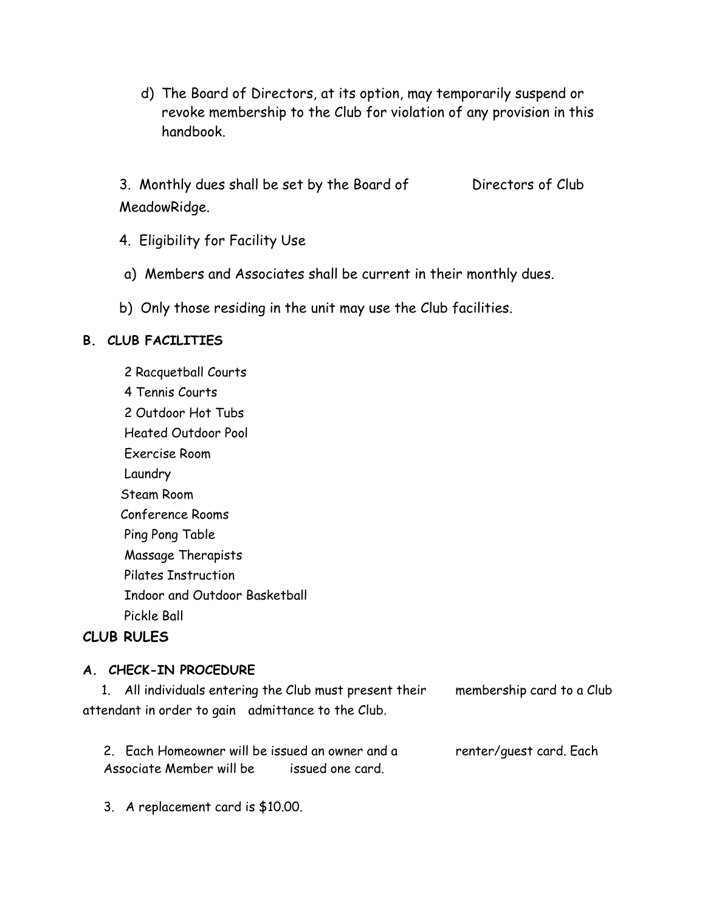d) The Board of Directors, at its option, may temporarily suspend or revoke membership to the Club for violation of any provision in this handbook.

3. Monthly dues shall be set by the Board of Directors of Club MeadowRidge.

4. Eligibility for Facility Use

a) Members and Associates shall be current in their monthly dues.

b) Only those residing in the unit may use the Club facilities.

### B. CLUB FACILITIES

2 Racquetball Courts
4 Tennis Courts
2 Outdoor Hot Tubs
Heated Outdoor Pool
Exercise Room
Laundry
Steam Room
Conference Rooms
Ping Pong Table
Massage Therapists
Pilates Instruction
Indoor and Outdoor Basketball
Pickle Ball

## CLUB RULES

### A. CHECK-IN PROCEDURE

1. All individuals entering the Club must present their membership card to a Club attendant in order to gain admittance to the Club.

2. Each Homeowner will be issued an owner and a renter/guest card. Each Associate Member will be issued one card.

3. A replacement card is $10.00.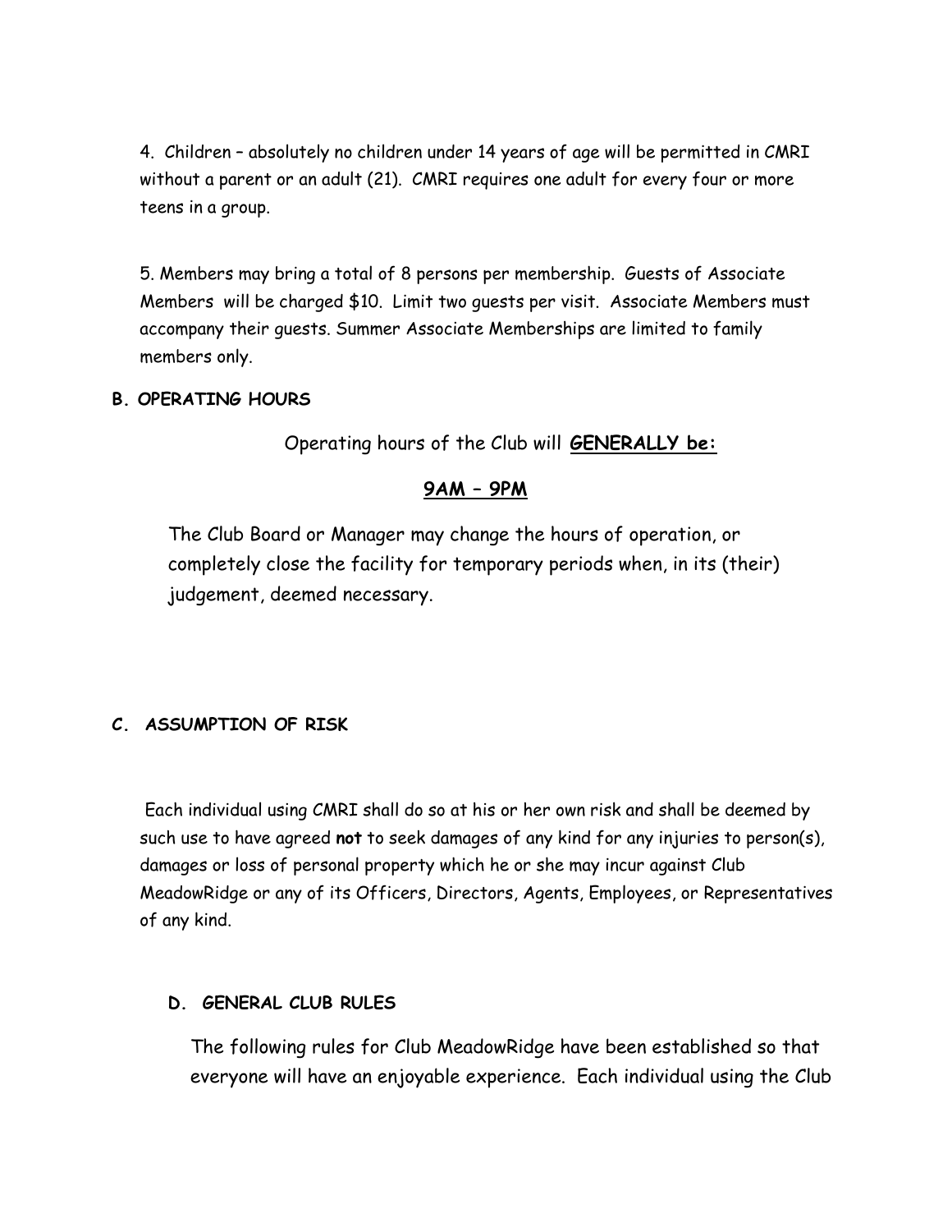4. Children – absolutely no children under 14 years of age will be permitted in CMRI without a parent or an adult (21). CMRI requires one adult for every four or more teens in a group.

5. Members may bring a total of 8 persons per membership. Guests of Associate Members will be charged $10. Limit two guests per visit. Associate Members must accompany their guests. Summer Associate Memberships are limited to family members only.

## B. OPERATING HOURS

Operating hours of the Club will **GENERALLY be:**

**9AM – 9PM**

The Club Board or Manager may change the hours of operation, or completely close the facility for temporary periods when, in its (their) judgement, deemed necessary.

## C. ASSUMPTION OF RISK

Each individual using CMRI shall do so at his or her own risk and shall be deemed by such use to have agreed **not** to seek damages of any kind for any injuries to person(s), damages or loss of personal property which he or she may incur against Club MeadowRidge or any of its Officers, Directors, Agents, Employees, or Representatives of any kind.

## D. GENERAL CLUB RULES

The following rules for Club MeadowRidge have been established so that everyone will have an enjoyable experience. Each individual using the Club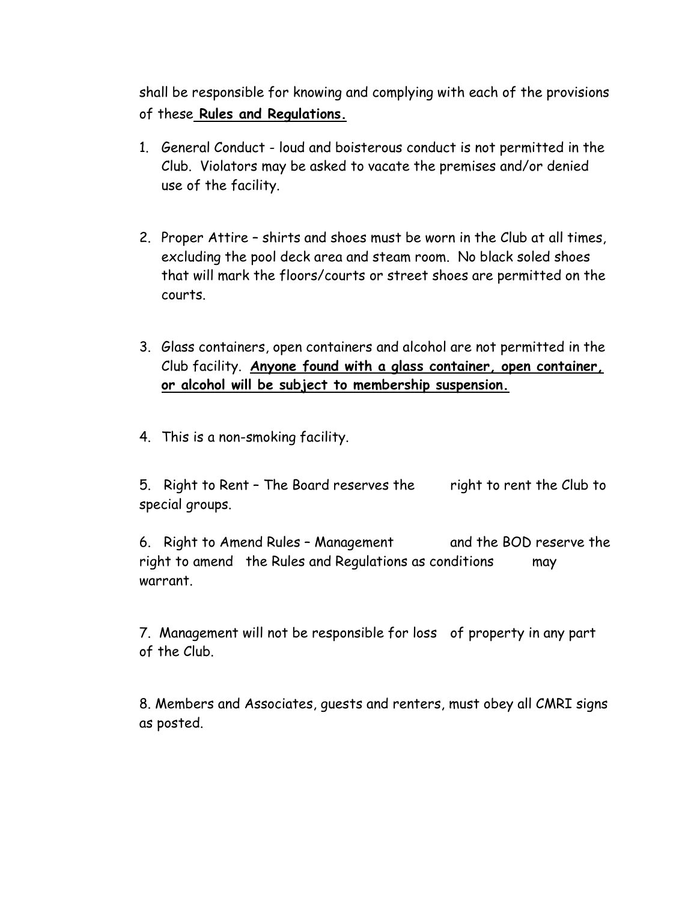shall be responsible for knowing and complying with each of the provisions of these **Rules and Regulations.**

1. General Conduct - loud and boisterous conduct is not permitted in the Club. Violators may be asked to vacate the premises and/or denied use of the facility.

2. Proper Attire – shirts and shoes must be worn in the Club at all times, excluding the pool deck area and steam room. No black soled shoes that will mark the floors/courts or street shoes are permitted on the courts.

3. Glass containers, open containers and alcohol are not permitted in the Club facility. **Anyone found with a glass container, open container, or alcohol will be subject to membership suspension.**

4. This is a non-smoking facility.

5. Right to Rent – The Board reserves the right to rent the Club to special groups.

6. Right to Amend Rules – Management and the BOD reserve the right to amend the Rules and Regulations as conditions may warrant.

7. Management will not be responsible for loss of property in any part of the Club.

8. Members and Associates, guests and renters, must obey all CMRI signs as posted.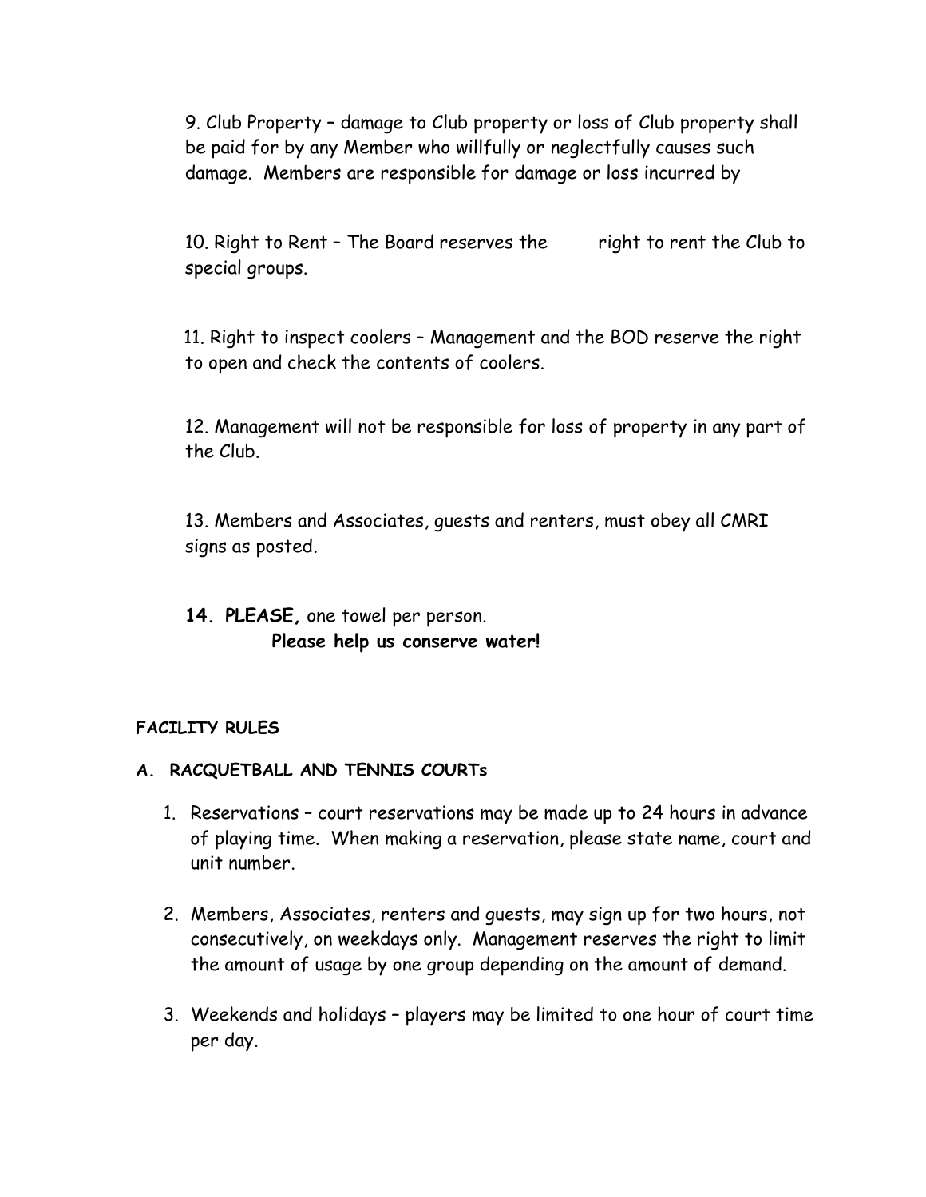9. Club Property – damage to Club property or loss of Club property shall be paid for by any Member who willfully or neglectfully causes such damage. Members are responsible for damage or loss incurred by

10. Right to Rent – The Board reserves the right to rent the Club to special groups.

11. Right to inspect coolers – Management and the BOD reserve the right to open and check the contents of coolers.

12. Management will not be responsible for loss of property in any part of the Club.

13. Members and Associates, guests and renters, must obey all CMRI signs as posted.

14. **PLEASE,** one towel per person.
**Please help us conserve water!**

**FACILITY RULES**

**A. RACQUETBALL AND TENNIS COURTs**

1. Reservations – court reservations may be made up to 24 hours in advance of playing time. When making a reservation, please state name, court and unit number.
2. Members, Associates, renters and guests, may sign up for two hours, not consecutively, on weekdays only. Management reserves the right to limit the amount of usage by one group depending on the amount of demand.
3. Weekends and holidays – players may be limited to one hour of court time per day.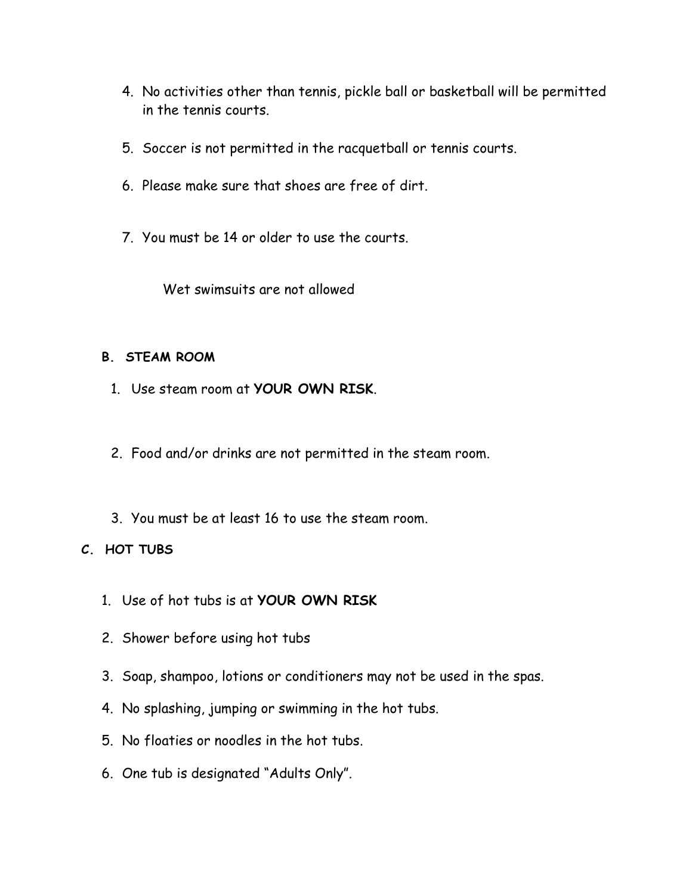4. No activities other than tennis, pickle ball or basketball will be permitted in the tennis courts.

5. Soccer is not permitted in the racquetball or tennis courts.

6. Please make sure that shoes are free of dirt.

7. You must be 14 or older to use the courts.

Wet swimsuits are not allowed

### B. STEAM ROOM

1. Use steam room at **YOUR OWN RISK**.

2. Food and/or drinks are not permitted in the steam room.

3. You must be at least 16 to use the steam room.

### C. HOT TUBS

1. Use of hot tubs is at **YOUR OWN RISK**
2. Shower before using hot tubs
3. Soap, shampoo, lotions or conditioners may not be used in the spas.
4. No splashing, jumping or swimming in the hot tubs.
5. No floaties or noodles in the hot tubs.
6. One tub is designated “Adults Only”.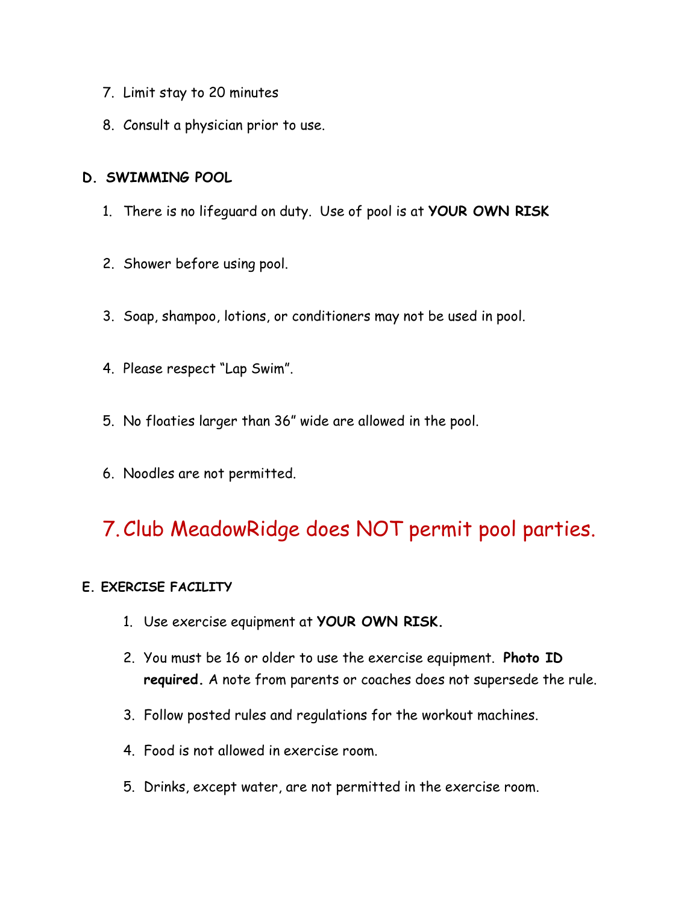7. Limit stay to 20 minutes

8. Consult a physician prior to use.

**D. SWIMMING POOL**

1. There is no lifeguard on duty. Use of pool is at **YOUR OWN RISK**

2. Shower before using pool.

3. Soap, shampoo, lotions, or conditioners may not be used in pool.

4. Please respect “Lap Swim”.

5. No floaties larger than 36” wide are allowed in the pool.

6. Noodles are not permitted.

7. Club MeadowRidge does NOT permit pool parties.

**E. EXERCISE FACILITY**

1. Use exercise equipment at **YOUR OWN RISK.**

2. You must be 16 or older to use the exercise equipment. **Photo ID required.** A note from parents or coaches does not supersede the rule.

3. Follow posted rules and regulations for the workout machines.

4. Food is not allowed in exercise room.

5. Drinks, except water, are not permitted in the exercise room.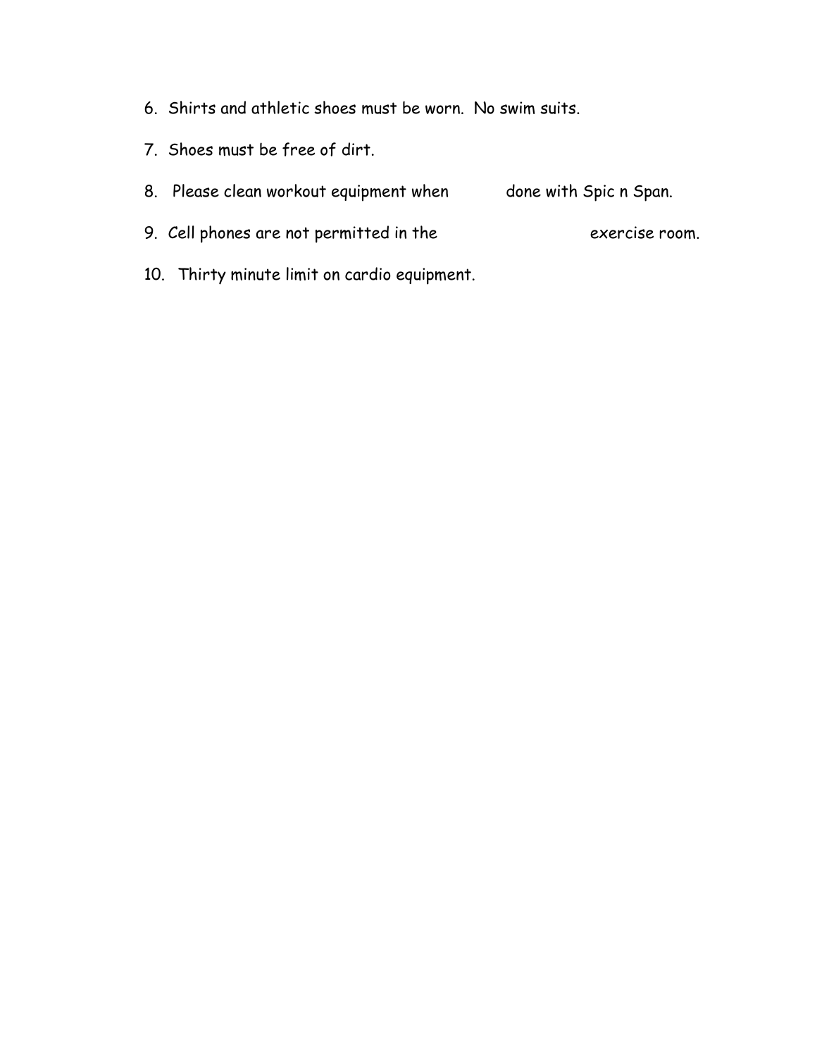6. Shirts and athletic shoes must be worn. No swim suits.

7. Shoes must be free of dirt.

8. Please clean workout equipment when done with Spic n Span.

9. Cell phones are not permitted in the exercise room.

10. Thirty minute limit on cardio equipment.